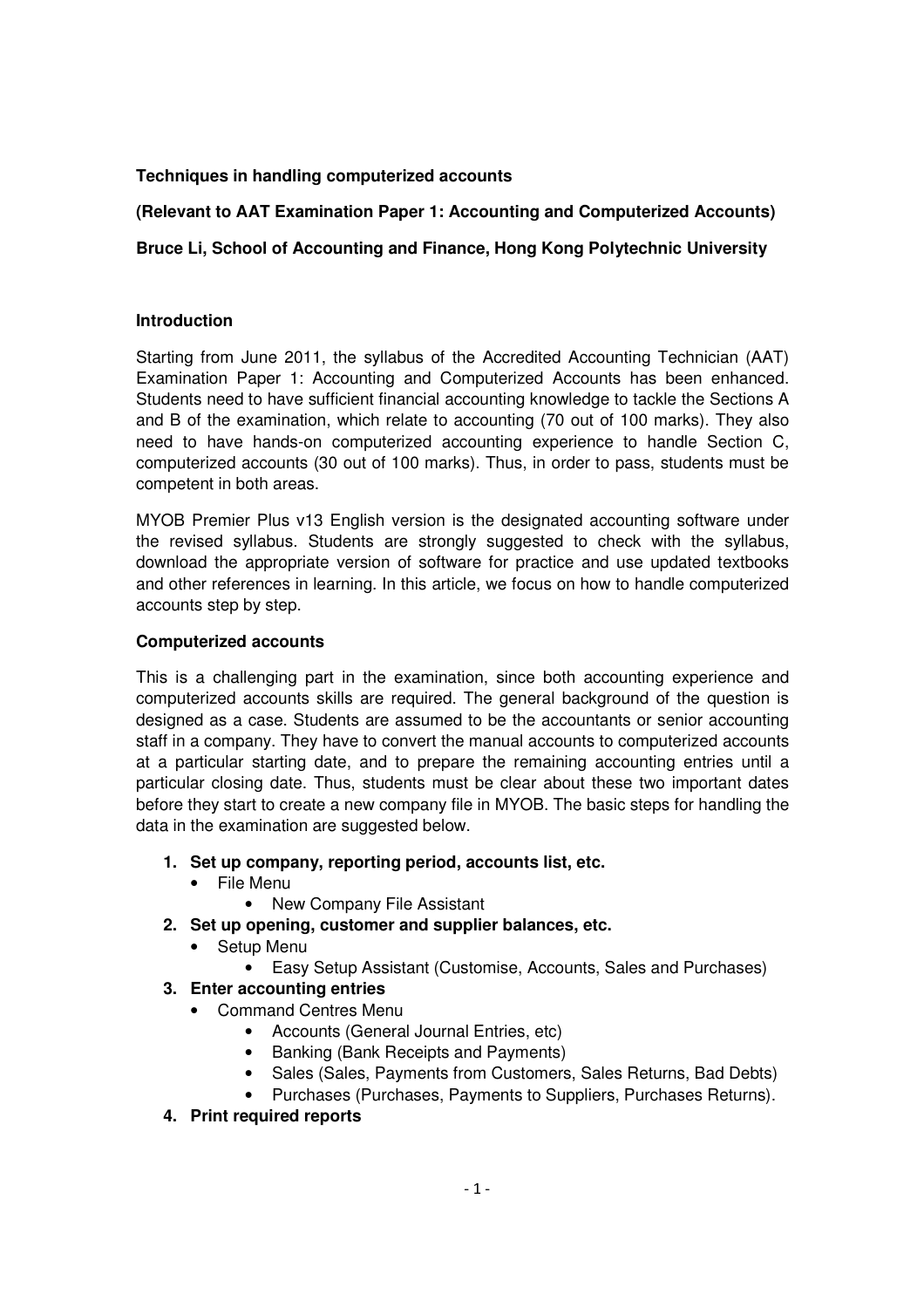**Techniques in handling computerized accounts**

**(Relevant to AAT Examination Paper 1: Accounting and Computerized Accounts)**

**Bruce Li, School of Accounting and Finance, Hong Kong Polytechnic University**

**Introduction**

Starting from June 2011, the syllabus of the Accredited Accounting Technician (AAT) Examination Paper 1: Accounting and Computerized Accounts has been enhanced. Students need to have sufficient financial accounting knowledge to tackle the Sections A and B of the examination, which relate to accounting (70 out of 100 marks). They also need to have hands-on computerized accounting experience to handle Section C, computerized accounts (30 out of 100 marks). Thus, in order to pass, students must be competent in both areas.

MYOB Premier Plus v13 English version is the designated accounting software under the revised syllabus. Students are strongly suggested to check with the syllabus, download the appropriate version of software for practice and use updated textbooks and other references in learning. In this article, we focus on how to handle computerized accounts step by step.

**Computerized accounts**

This is a challenging part in the examination, since both accounting experience and computerized accounts skills are required. The general background of the question is designed as a case. Students are assumed to be the accountants or senior accounting staff in a company. They have to convert the manual accounts to computerized accounts at a particular starting date, and to prepare the remaining accounting entries until a particular closing date. Thus, students must be clear about these two important dates before they start to create a new company file in MYOB. The basic steps for handling the data in the examination are suggested below.

1. **Set up company, reporting period, accounts list, etc.**
   - File Menu
     - New Company File Assistant
2. **Set up opening, customer and supplier balances, etc.**
   - Setup Menu
     - Easy Setup Assistant (Customise, Accounts, Sales and Purchases)
3. **Enter accounting entries**
   - Command Centres Menu
     - Accounts (General Journal Entries, etc)
     - Banking (Bank Receipts and Payments)
     - Sales (Sales, Payments from Customers, Sales Returns, Bad Debts)
     - Purchases (Purchases, Payments to Suppliers, Purchases Returns).
4. **Print required reports**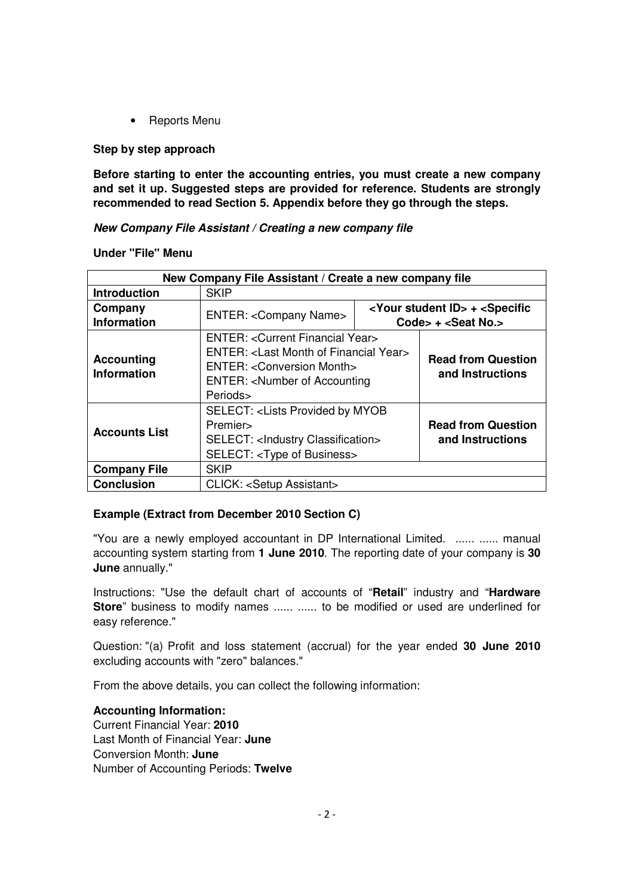- Reports Menu

**Step by step approach**

**Before starting to enter the accounting entries, you must create a new company and set it up. Suggested steps are provided for reference. Students are strongly recommended to read Section 5. Appendix before they go through the steps.**

***New Company File Assistant / Creating a new company file***

**Under "File" Menu**

| **New Company File Assistant / Create a new company file** | | |
|---|---|---|
| **Introduction** | SKIP | |
| **Company Information** | ENTER: <Company Name> | **<Your student ID> + <Specific Code> + <Seat No.>** |
| **Accounting Information** | ENTER: <Current Financial Year><br>ENTER: <Last Month of Financial Year><br>ENTER: <Conversion Month><br>ENTER: <Number of Accounting Periods> | **Read from Question and Instructions** |
| **Accounts List** | SELECT: <Lists Provided by MYOB Premier><br>SELECT: <Industry Classification><br>SELECT: <Type of Business> | **Read from Question and Instructions** |
| **Company File** | SKIP | |
| **Conclusion** | CLICK: <Setup Assistant> | |

**Example (Extract from December 2010 Section C)**

"You are a newly employed accountant in DP International Limited. ...... ...... manual accounting system starting from **1 June 2010**. The reporting date of your company is **30 June** annually."

Instructions: "Use the default chart of accounts of "**Retail**" industry and "**Hardware Store**" business to modify names ...... ...... to be modified or used are underlined for easy reference."

Question: "(a) Profit and loss statement (accrual) for the year ended **30 June 2010** excluding accounts with "zero" balances."

From the above details, you can collect the following information:

**Accounting Information:**
Current Financial Year: **2010**
Last Month of Financial Year: **June**
Conversion Month: **June**
Number of Accounting Periods: **Twelve**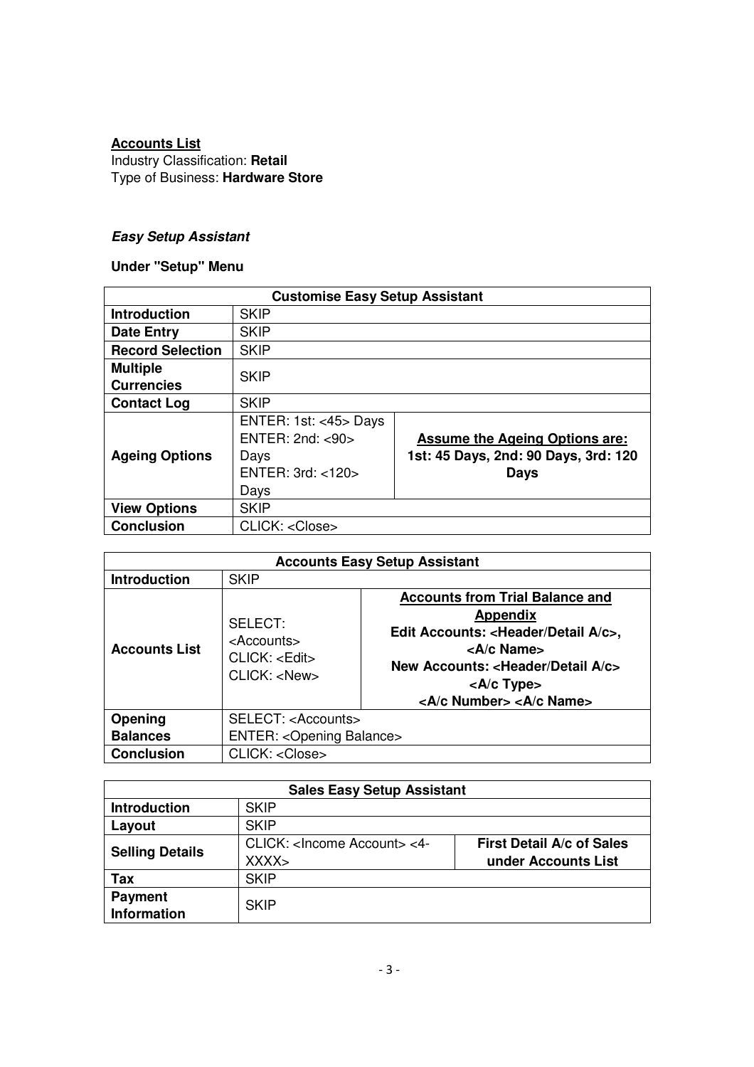**Accounts List**
Industry Classification: **Retail**
Type of Business: **Hardware Store**

***Easy Setup Assistant***

**Under "Setup" Menu**

| **Customise Easy Setup Assistant** | | |
|---|---|---|
| **Introduction** | SKIP | |
| **Date Entry** | SKIP | |
| **Record Selection** | SKIP | |
| **Multiple Currencies** | SKIP | |
| **Contact Log** | SKIP | |
| **Ageing Options** | ENTER: 1st: <45> Days<br>ENTER: 2nd: <90> Days<br>ENTER: 3rd: <120> Days | **Assume the Ageing Options are:**<br>**1st: 45 Days, 2nd: 90 Days, 3rd: 120 Days** |
| **View Options** | SKIP | |
| **Conclusion** | CLICK: <Close> | |

| **Accounts Easy Setup Assistant** | | |
|---|---|---|
| **Introduction** | SKIP | |
| **Accounts List** | SELECT: <Accounts><br>CLICK: <Edit><br>CLICK: <New> | **Accounts from Trial Balance and Appendix**<br>**Edit Accounts: <Header/Detail A/c>, <A/c Name>**<br>**New Accounts: <Header/Detail A/c> <A/c Type> <A/c Number> <A/c Name>** |
| **Opening Balances** | SELECT: <Accounts><br>ENTER: <Opening Balance> | |
| **Conclusion** | CLICK: <Close> | |

| **Sales Easy Setup Assistant** | | |
|---|---|---|
| **Introduction** | SKIP | |
| **Layout** | SKIP | |
| **Selling Details** | CLICK: <Income Account> <4-XXXX> | **First Detail A/c of Sales under Accounts List** |
| **Tax** | SKIP | |
| **Payment Information** | SKIP | |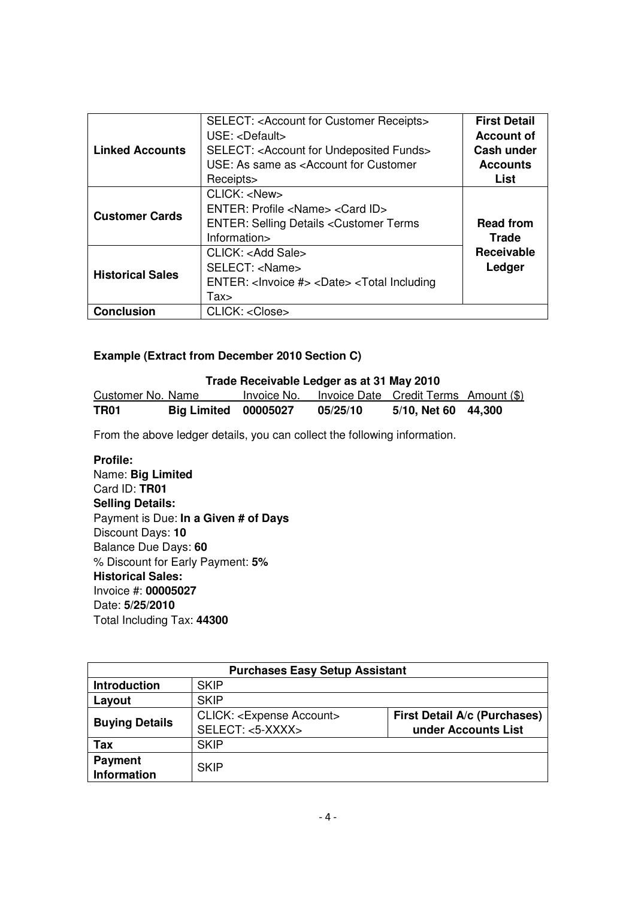| | | |
|---|---|---|
| **Linked Accounts** | SELECT: <Account for Customer Receipts><br>USE: <Default><br>SELECT: <Account for Undeposited Funds><br>USE: As same as <Account for Customer Receipts> | **First Detail Account of Cash under Accounts List** |
| **Customer Cards** | CLICK: <New><br>ENTER: Profile <Name> <Card ID><br>ENTER: Selling Details <Customer Terms Information> | **Read from Trade Receivable Ledger** |
| **Historical Sales** | CLICK: <Add Sale><br>SELECT: <Name><br>ENTER: <Invoice #> <Date> <Total Including Tax> | |
| **Conclusion** | CLICK: <Close> | |

**Example (Extract from December 2010 Section C)**

**Trade Receivable Ledger as at 31 May 2010**

| Customer No. | Name | Invoice No. | Invoice Date | Credit Terms | Amount ($) |
|---|---|---|---|---|---|
| **TR01** | **Big Limited** | **00005027** | **05/25/10** | **5/10, Net 60** | **44,300** |

From the above ledger details, you can collect the following information.

**Profile:**
Name: **Big Limited**
Card ID: **TR01**
**Selling Details:**
Payment is Due: **In a Given # of Days**
Discount Days: **10**
Balance Due Days: **60**
% Discount for Early Payment: **5%**
**Historical Sales:**
Invoice #: **00005027**
Date: **5/25/2010**
Total Including Tax: **44300**

| **Purchases Easy Setup Assistant** | | |
|---|---|---|
| **Introduction** | SKIP | |
| **Layout** | SKIP | |
| **Buying Details** | CLICK: <Expense Account><br>SELECT: <5-XXXX> | **First Detail A/c (Purchases) under Accounts List** |
| **Tax** | SKIP | |
| **Payment Information** | SKIP | |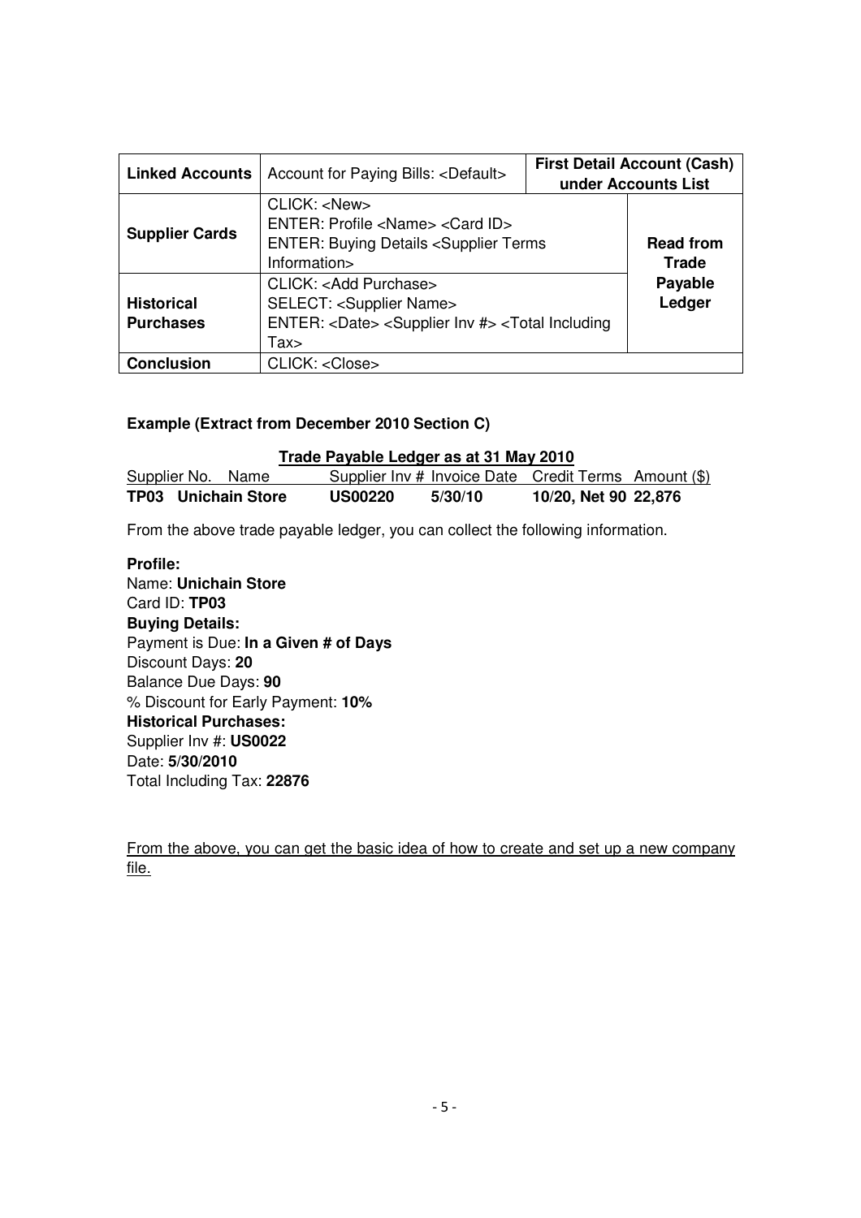| Linked Accounts | Account for Paying Bills: <Default> | First Detail Account (Cash) under Accounts List |
|---|---|---|
| Supplier Cards | CLICK: <New><br>ENTER: Profile <Name> <Card ID><br>ENTER: Buying Details <Supplier Terms Information> | Read from Trade Payable Ledger |
| Historical Purchases | CLICK: <Add Purchase><br>SELECT: <Supplier Name><br>ENTER: <Date> <Supplier Inv #> <Total Including Tax> | |
| Conclusion | CLICK: <Close> | |

**Example (Extract from December 2010 Section C)**

**Trade Payable Ledger as at 31 May 2010**

| Supplier No. | Name | Supplier Inv # | Invoice Date | Credit Terms | Amount ($) |
|---|---|---|---|---|---|
| **TP03** | **Unichain Store** | **US00220** | **5/30/10** | **10/20, Net 90** | **22,876** |

From the above trade payable ledger, you can collect the following information.

**Profile:**
Name: **Unichain Store**
Card ID: **TP03**
**Buying Details:**
Payment is Due: **In a Given # of Days**
Discount Days: **20**
Balance Due Days: **90**
% Discount for Early Payment: **10%**
**Historical Purchases:**
Supplier Inv #: **US0022**
Date: **5/30/2010**
Total Including Tax: **22876**

From the above, you can get the basic idea of how to create and set up a new company file.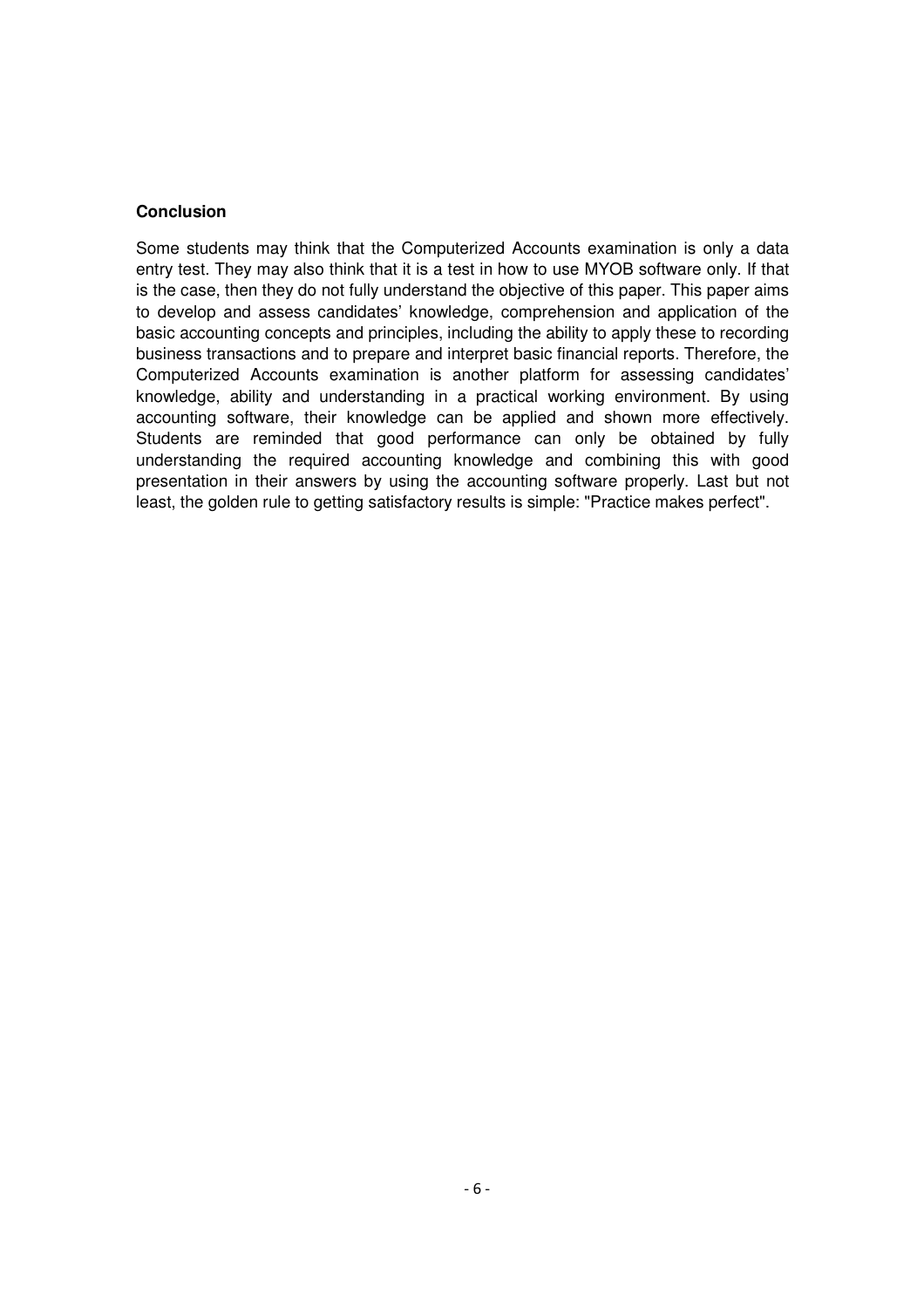**Conclusion**

Some students may think that the Computerized Accounts examination is only a data entry test. They may also think that it is a test in how to use MYOB software only. If that is the case, then they do not fully understand the objective of this paper. This paper aims to develop and assess candidates' knowledge, comprehension and application of the basic accounting concepts and principles, including the ability to apply these to recording business transactions and to prepare and interpret basic financial reports. Therefore, the Computerized Accounts examination is another platform for assessing candidates' knowledge, ability and understanding in a practical working environment. By using accounting software, their knowledge can be applied and shown more effectively. Students are reminded that good performance can only be obtained by fully understanding the required accounting knowledge and combining this with good presentation in their answers by using the accounting software properly. Last but not least, the golden rule to getting satisfactory results is simple: "Practice makes perfect".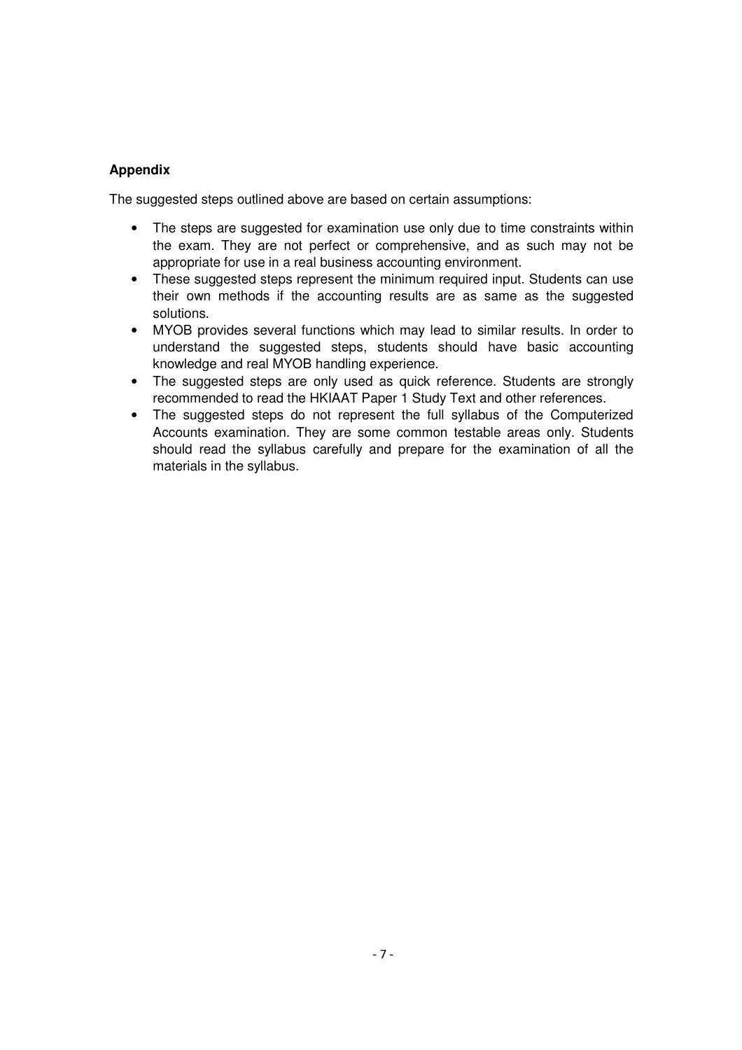**Appendix**

The suggested steps outlined above are based on certain assumptions:

- The steps are suggested for examination use only due to time constraints within the exam. They are not perfect or comprehensive, and as such may not be appropriate for use in a real business accounting environment.
- These suggested steps represent the minimum required input. Students can use their own methods if the accounting results are as same as the suggested solutions.
- MYOB provides several functions which may lead to similar results. In order to understand the suggested steps, students should have basic accounting knowledge and real MYOB handling experience.
- The suggested steps are only used as quick reference. Students are strongly recommended to read the HKIAAT Paper 1 Study Text and other references.
- The suggested steps do not represent the full syllabus of the Computerized Accounts examination. They are some common testable areas only. Students should read the syllabus carefully and prepare for the examination of all the materials in the syllabus.